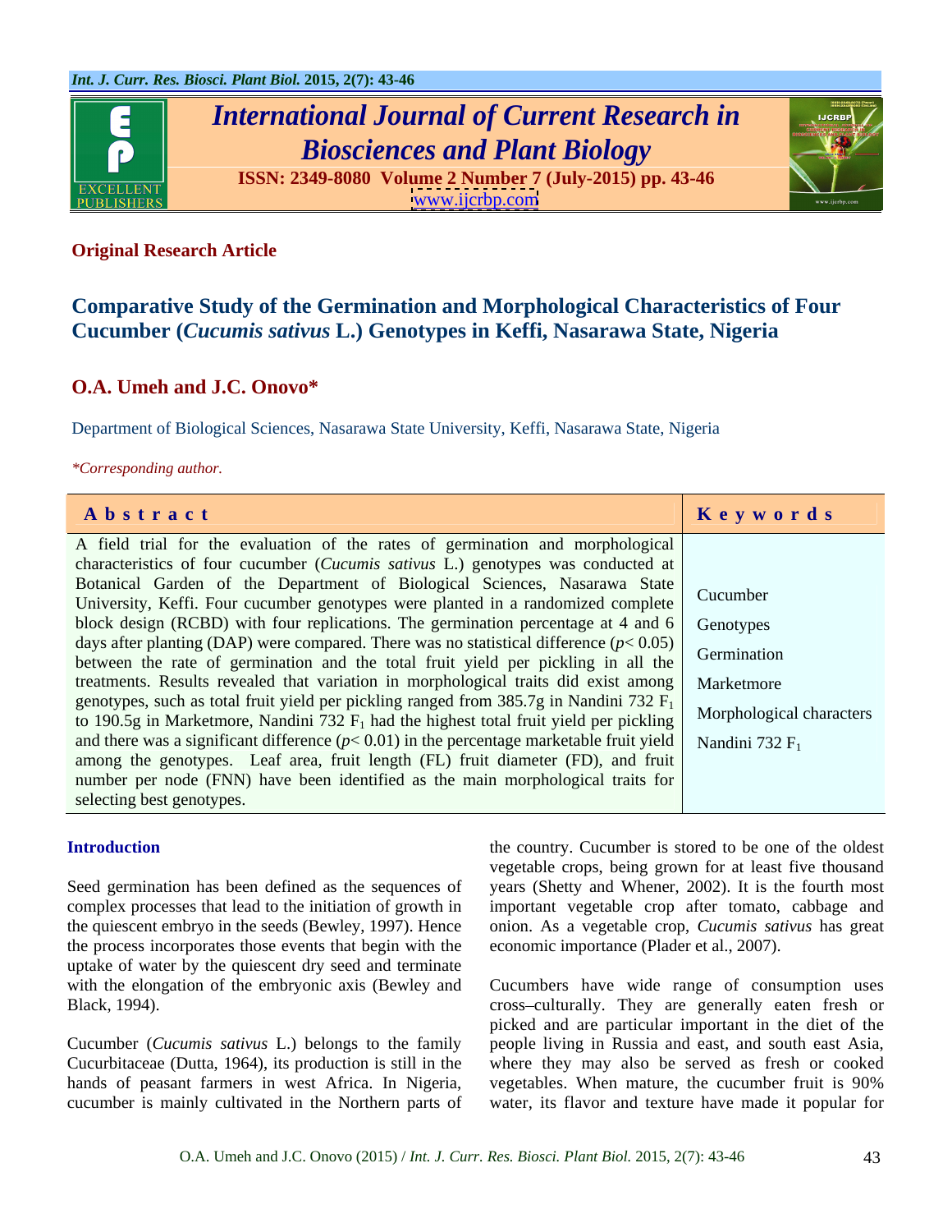**Original Research Article**

# Comparative Study of the Germination and Morphological Characteristics of Four Cucumber (*Cucumis sativus* L.) Genotypes in Keffi, Nasarawa State, Nigeria

**O.A. Umeh and J.C. Onovo***

Department of Biological Sciences, Nasarawa State University, Keffi, Nasarawa State, Nigeria

*\*Corresponding author.*

| Abstract | Keywords |
|---|---|
| A field trial for the evaluation of the rates of germination and morphological characteristics of four cucumber (*Cucumis sativus* L.) genotypes was conducted at Botanical Garden of the Department of Biological Sciences, Nasarawa State University, Keffi. Four cucumber genotypes were planted in a randomized complete block design (RCBD) with four replications. The germination percentage at 4 and 6 days after planting (DAP) were compared. There was no statistical difference ($p< 0.05$) between the rate of germination and the total fruit yield per pickling in all the treatments. Results revealed that variation in morphological traits did exist among genotypes, such as total fruit yield per pickling ranged from 385.7g in Nandini 732 $F_1$ to 190.5g in Marketmore, Nandini 732 $F_1$ had the highest total fruit yield per pickling and there was a significant difference ($p< 0.01$) in the percentage marketable fruit yield among the genotypes. Leaf area, fruit length (FL) fruit diameter (FD), and fruit number per node (FNN) have been identified as the main morphological traits for selecting best genotypes. | Cucumber<br>Genotypes<br>Germination<br>Marketmore<br>Morphological characters<br>Nandini 732 $F_1$ |

## Introduction

Seed germination has been defined as the sequences of complex processes that lead to the initiation of growth in the quiescent embryo in the seeds (Bewley, 1997). Hence the process incorporates those events that begin with the uptake of water by the quiescent dry seed and terminate with the elongation of the embryonic axis (Bewley and Black, 1994).

Cucumber (*Cucumis sativus* L.) belongs to the family Cucurbitaceae (Dutta, 1964), its production is still in the hands of peasant farmers in west Africa. In Nigeria, cucumber is mainly cultivated in the Northern parts of the country. Cucumber is stored to be one of the oldest vegetable crops, being grown for at least five thousand years (Shetty and Whener, 2002). It is the fourth most important vegetable crop after tomato, cabbage and onion. As a vegetable crop, *Cucumis sativus* has great economic importance (Plader et al., 2007).

Cucumbers have wide range of consumption uses cross–culturally. They are generally eaten fresh or picked and are particular important in the diet of the people living in Russia and east, and south east Asia, where they may also be served as fresh or cooked vegetables. When mature, the cucumber fruit is 90% water, its flavor and texture have made it popular for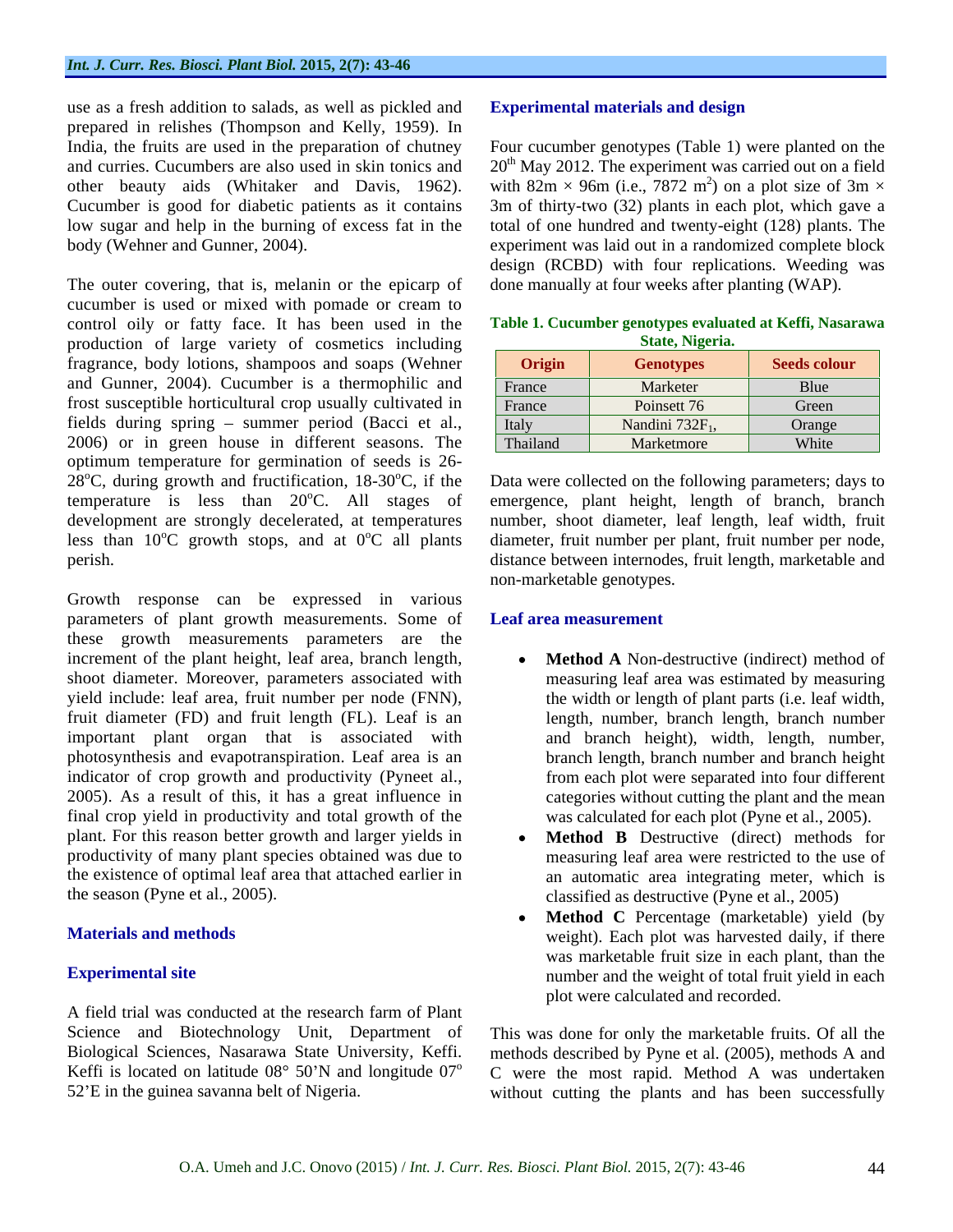use as a fresh addition to salads, as well as pickled and prepared in relishes (Thompson and Kelly, 1959). In India, the fruits are used in the preparation of chutney and curries. Cucumbers are also used in skin tonics and other beauty aids (Whitaker and Davis, 1962). Cucumber is good for diabetic patients as it contains low sugar and help in the burning of excess fat in the body (Wehner and Gunner, 2004).

The outer covering, that is, melanin or the epicarp of cucumber is used or mixed with pomade or cream to control oily or fatty face. It has been used in the production of large variety of cosmetics including fragrance, body lotions, shampoos and soaps (Wehner and Gunner, 2004). Cucumber is a thermophilic and frost susceptible horticultural crop usually cultivated in fields during spring – summer period (Bacci et al., 2006) or in green house in different seasons. The optimum temperature for germination of seeds is 26-28°C, during growth and fructification, 18-30°C, if the temperature is less than 20°C. All stages of development are strongly decelerated, at temperatures less than 10°C growth stops, and at 0°C all plants perish.

Growth response can be expressed in various parameters of plant growth measurements. Some of these growth measurements parameters are the increment of the plant height, leaf area, branch length, shoot diameter. Moreover, parameters associated with yield include: leaf area, fruit number per node (FNN), fruit diameter (FD) and fruit length (FL). Leaf is an important plant organ that is associated with photosynthesis and evapotranspiration. Leaf area is an indicator of crop growth and productivity (Pyneet al., 2005). As a result of this, it has a great influence in final crop yield in productivity and total growth of the plant. For this reason better growth and larger yields in productivity of many plant species obtained was due to the existence of optimal leaf area that attached earlier in the season (Pyne et al., 2005).

## Materials and methods

### Experimental site

A field trial was conducted at the research farm of Plant Science and Biotechnology Unit, Department of Biological Sciences, Nasarawa State University, Keffi. Keffi is located on latitude 08° 50'N and longitude 07° 52'E in the guinea savanna belt of Nigeria.

### Experimental materials and design

Four cucumber genotypes (Table 1) were planted on the 20th May 2012. The experiment was carried out on a field with 82m × 96m (i.e., 7872 $m^2$) on a plot size of 3m × 3m of thirty-two (32) plants in each plot, which gave a total of one hundred and twenty-eight (128) plants. The experiment was laid out in a randomized complete block design (RCBD) with four replications. Weeding was done manually at four weeks after planting (WAP).

**Table 1. Cucumber genotypes evaluated at Keffi, Nasarawa State, Nigeria.**

| Origin | Genotypes | Seeds colour |
|---|---|---|
| France | Marketer | Blue |
| France | Poinsett 76 | Green |
| Italy | Nandini 732$F_1$, | Orange |
| Thailand | Marketmore | White |

Data were collected on the following parameters; days to emergence, plant height, length of branch, branch number, shoot diameter, leaf length, leaf width, fruit diameter, fruit number per plant, fruit number per node, distance between internodes, fruit length, marketable and non-marketable genotypes.

### Leaf area measurement

- **Method A** Non-destructive (indirect) method of measuring leaf area was estimated by measuring the width or length of plant parts (i.e. leaf width, length, number, branch length, branch number and branch height), width, length, number, branch length, branch number and branch height from each plot were separated into four different categories without cutting the plant and the mean was calculated for each plot (Pyne et al., 2005).
- **Method B** Destructive (direct) methods for measuring leaf area were restricted to the use of an automatic area integrating meter, which is classified as destructive (Pyne et al., 2005)
- **Method C** Percentage (marketable) yield (by weight). Each plot was harvested daily, if there was marketable fruit size in each plant, than the number and the weight of total fruit yield in each plot were calculated and recorded.

This was done for only the marketable fruits. Of all the methods described by Pyne et al. (2005), methods A and C were the most rapid. Method A was undertaken without cutting the plants and has been successfully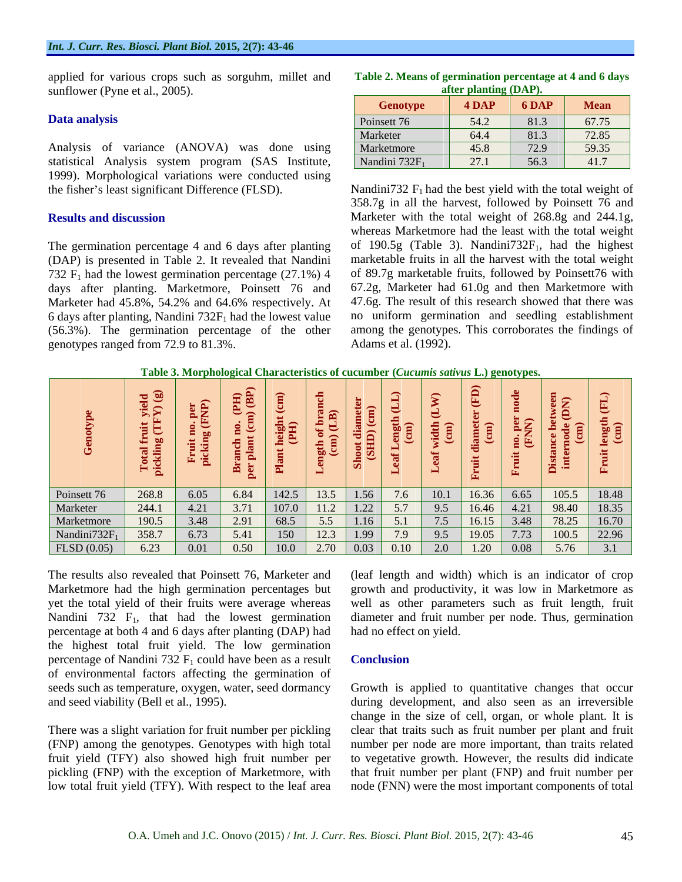applied for various crops such as sorguhm, millet and sunflower (Pyne et al., 2005).

## Data analysis

Analysis of variance (ANOVA) was done using statistical Analysis system program (SAS Institute, 1999). Morphological variations were conducted using the fisher's least significant Difference (FLSD).

## Results and discussion

The germination percentage 4 and 6 days after planting (DAP) is presented in Table 2. It revealed that Nandini 732 $F_1$ had the lowest germination percentage (27.1%) 4 days after planting. Marketmore, Poinsett 76 and Marketer had 45.8%, 54.2% and 64.6% respectively. At 6 days after planting, Nandini 732$F_1$ had the lowest value (56.3%). The germination percentage of the other genotypes ranged from 72.9 to 81.3%.

**Table 2. Means of germination percentage at 4 and 6 days after planting (DAP).**

| Genotype | 4 DAP | 6 DAP | Mean |
|---|---|---|---|
| Poinsett 76 | 54.2 | 81.3 | 67.75 |
| Marketer | 64.4 | 81.3 | 72.85 |
| Marketmore | 45.8 | 72.9 | 59.35 |
| Nandini 732$F_1$ | 27.1 | 56.3 | 41.7 |

Nandini732 $F_1$ had the best yield with the total weight of 358.7g in all the harvest, followed by Poinsett 76 and Marketer with the total weight of 268.8g and 244.1g, whereas Marketmore had the least with the total weight of 190.5g (Table 3). Nandini732$F_1$, had the highest marketable fruits in all the harvest with the total weight of 89.7g marketable fruits, followed by Poinsett76 with 67.2g, Marketer had 61.0g and then Marketmore with 47.6g. The result of this research showed that there was no uniform germination and seedling establishment among the genotypes. This corroborates the findings of Adams et al. (1992).

**Table 3. Morphological Characteristics of cucumber (*Cucumis sativus* L.) genotypes.**

| Genotype | Total fruit yield pickling (TFY) (g) | Fruit no. per picking (FNP) | Branch no. (PH) per plant (cm) (BP) | Plant height (cm) (PH) | Length of branch (cm) (LB) | Shoot diameter (SHD) (cm) | Leaf Length (LL) (cm) | Leaf width (LW) (cm) | Fruit diameter (FD) (cm) | Fruit no. per node (FNN) | Distance between internode (DN) (cm) | Fruit length (FL) (cm) |
|---|---|---|---|---|---|---|---|---|---|---|---|---|
| Poinsett 76 | 268.8 | 6.05 | 6.84 | 142.5 | 13.5 | 1.56 | 7.6 | 10.1 | 16.36 | 6.65 | 105.5 | 18.48 |
| Marketer | 244.1 | 4.21 | 3.71 | 107.0 | 11.2 | 1.22 | 5.7 | 9.5 | 16.46 | 4.21 | 98.40 | 18.35 |
| Marketmore | 190.5 | 3.48 | 2.91 | 68.5 | 5.5 | 1.16 | 5.1 | 7.5 | 16.15 | 3.48 | 78.25 | 16.70 |
| Nandini732$F_1$ | 358.7 | 6.73 | 5.41 | 150 | 12.3 | 1.99 | 7.9 | 9.5 | 19.05 | 7.73 | 100.5 | 22.96 |
| FLSD (0.05) | 6.23 | 0.01 | 0.50 | 10.0 | 2.70 | 0.03 | 0.10 | 2.0 | 1.20 | 0.08 | 5.76 | 3.1 |

The results also revealed that Poinsett 76, Marketer and Marketmore had the high germination percentages but yet the total yield of their fruits were average whereas Nandini 732 $F_1$, that had the lowest germination percentage at both 4 and 6 days after planting (DAP) had the highest total fruit yield. The low germination percentage of Nandini 732 $F_1$ could have been as a result of environmental factors affecting the germination of seeds such as temperature, oxygen, water, seed dormancy and seed viability (Bell et al., 1995).

There was a slight variation for fruit number per pickling (FNP) among the genotypes. Genotypes with high total fruit yield (TFY) also showed high fruit number per pickling (FNP) with the exception of Marketmore, with low total fruit yield (TFY). With respect to the leaf area (leaf length and width) which is an indicator of crop growth and productivity, it was low in Marketmore as well as other parameters such as fruit length, fruit diameter and fruit number per node. Thus, germination had no effect on yield.

## Conclusion

Growth is applied to quantitative changes that occur during development, and also seen as an irreversible change in the size of cell, organ, or whole plant. It is clear that traits such as fruit number per plant and fruit number per node are more important, than traits related to vegetative growth. However, the results did indicate that fruit number per plant (FNP) and fruit number per node (FNN) were the most important components of total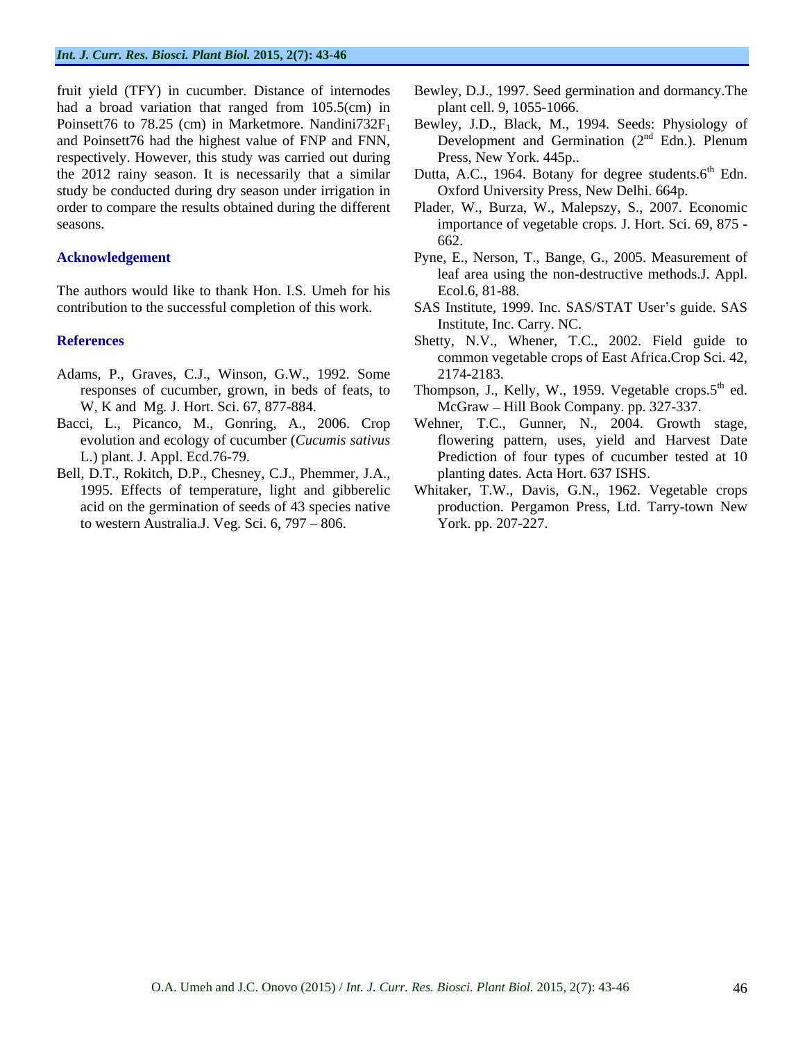fruit yield (TFY) in cucumber. Distance of internodes had a broad variation that ranged from 105.5(cm) in Poinsett76 to 78.25 (cm) in Marketmore. Nandini732$F_1$ and Poinsett76 had the highest value of FNP and FNN, respectively. However, this study was carried out during the 2012 rainy season. It is necessarily that a similar study be conducted during dry season under irrigation in order to compare the results obtained during the different seasons.

## Acknowledgement

The authors would like to thank Hon. I.S. Umeh for his contribution to the successful completion of this work.

## References

- Adams, P., Graves, C.J., Winson, G.W., 1992. Some responses of cucumber, grown, in beds of feats, to W, K and Mg. J. Hort. Sci. 67, 877-884.
- Bacci, L., Picanco, M., Gonring, A., 2006. Crop evolution and ecology of cucumber (*Cucumis sativus* L.) plant. J. Appl. Ecd.76-79.
- Bell, D.T., Rokitch, D.P., Chesney, C.J., Phemmer, J.A., 1995. Effects of temperature, light and gibberelic acid on the germination of seeds of 43 species native to western Australia.J. Veg. Sci. 6, 797 – 806.
- Bewley, D.J., 1997. Seed germination and dormancy.The plant cell. 9, 1055-1066.
- Bewley, J.D., Black, M., 1994. Seeds: Physiology of Development and Germination (2nd Edn.). Plenum Press, New York. 445p..
- Dutta, A.C., 1964. Botany for degree students.6th Edn. Oxford University Press, New Delhi. 664p.
- Plader, W., Burza, W., Malepszy, S., 2007. Economic importance of vegetable crops. J. Hort. Sci. 69, 875 - 662.
- Pyne, E., Nerson, T., Bange, G., 2005. Measurement of leaf area using the non-destructive methods.J. Appl. Ecol.6, 81-88.
- SAS Institute, 1999. Inc. SAS/STAT User's guide. SAS Institute, Inc. Carry. NC.
- Shetty, N.V., Whener, T.C., 2002. Field guide to common vegetable crops of East Africa.Crop Sci. 42, 2174-2183.
- Thompson, J., Kelly, W., 1959. Vegetable crops.5th ed. McGraw – Hill Book Company. pp. 327-337.
- Wehner, T.C., Gunner, N., 2004. Growth stage, flowering pattern, uses, yield and Harvest Date Prediction of four types of cucumber tested at 10 planting dates. Acta Hort. 637 ISHS.
- Whitaker, T.W., Davis, G.N., 1962. Vegetable crops production. Pergamon Press, Ltd. Tarry-town New York. pp. 207-227.